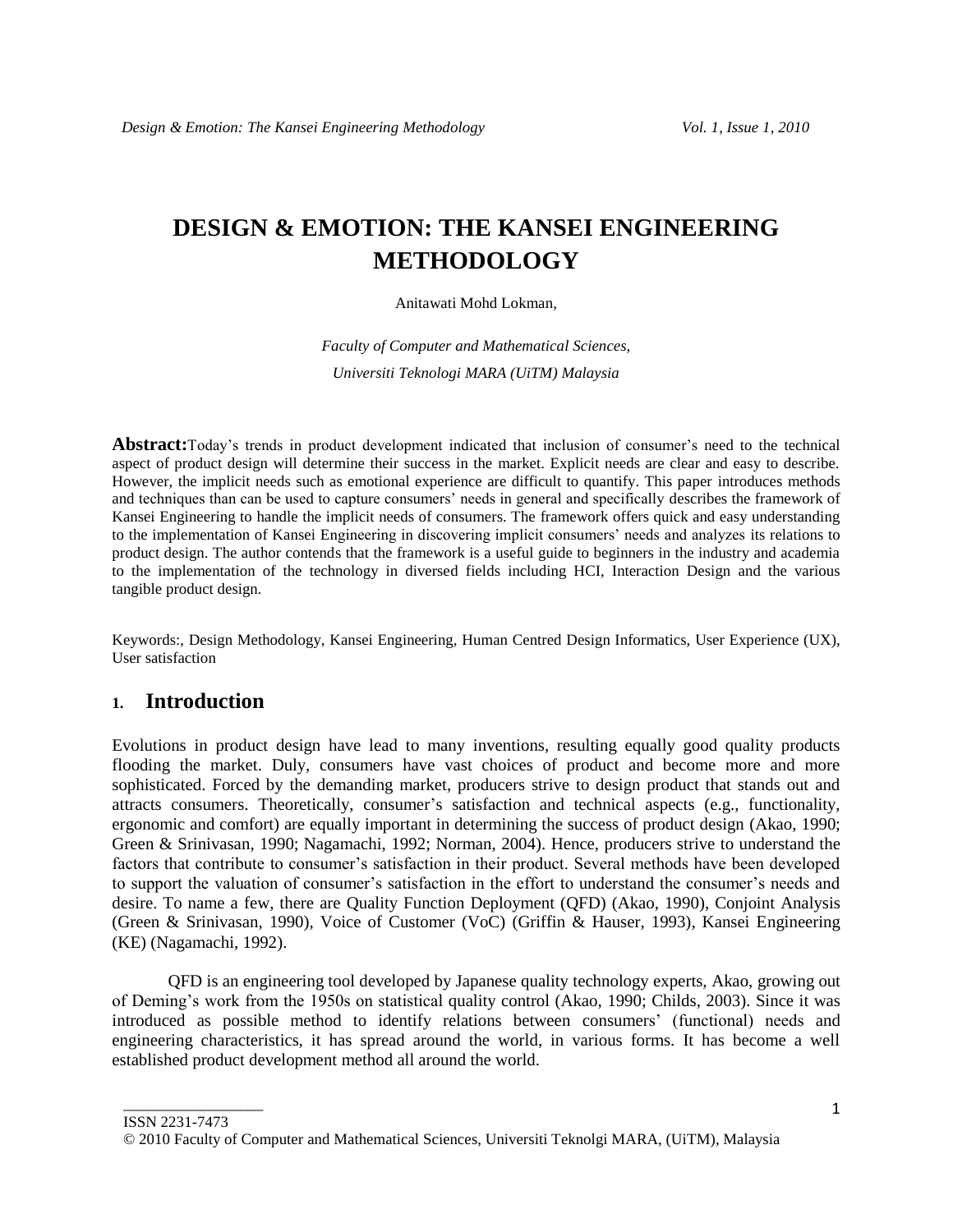# DESIGN & EMOTION: THE KANSEI ENGINEERING METHODOLOGY

Anitawati Mohd Lokman,

*Faculty of Computer and Mathematical Sciences,*

*Universiti Teknologi MARA (UiTM) Malaysia*

**Abstract:** Today's trends in product development indicated that inclusion of consumer's need to the technical aspect of product design will determine their success in the market. Explicit needs are clear and easy to describe. However, the implicit needs such as emotional experience are difficult to quantify. This paper introduces methods and techniques than can be used to capture consumers' needs in general and specifically describes the framework of Kansei Engineering to handle the implicit needs of consumers. The framework offers quick and easy understanding to the implementation of Kansei Engineering in discovering implicit consumers' needs and analyzes its relations to product design. The author contends that the framework is a useful guide to beginners in the industry and academia to the implementation of the technology in diversed fields including HCI, Interaction Design and the various tangible product design.

Keywords:, Design Methodology, Kansei Engineering, Human Centred Design Informatics, User Experience (UX), User satisfaction

## 1. Introduction

Evolutions in product design have lead to many inventions, resulting equally good quality products flooding the market. Duly, consumers have vast choices of product and become more and more sophisticated. Forced by the demanding market, producers strive to design product that stands out and attracts consumers. Theoretically, consumer's satisfaction and technical aspects (e.g., functionality, ergonomic and comfort) are equally important in determining the success of product design (Akao, 1990; Green & Srinivasan, 1990; Nagamachi, 1992; Norman, 2004). Hence, producers strive to understand the factors that contribute to consumer's satisfaction in their product. Several methods have been developed to support the valuation of consumer's satisfaction in the effort to understand the consumer's needs and desire. To name a few, there are Quality Function Deployment (QFD) (Akao, 1990), Conjoint Analysis (Green & Srinivasan, 1990), Voice of Customer (VoC) (Griffin & Hauser, 1993), Kansei Engineering (KE) (Nagamachi, 1992).

QFD is an engineering tool developed by Japanese quality technology experts, Akao, growing out of Deming's work from the 1950s on statistical quality control (Akao, 1990; Childs, 2003). Since it was introduced as possible method to identify relations between consumers' (functional) needs and engineering characteristics, it has spread around the world, in various forms. It has become a well established product development method all around the world.

ISSN 2231-7473

© 2010 Faculty of Computer and Mathematical Sciences, Universiti Teknolgi MARA, (UiTM), Malaysia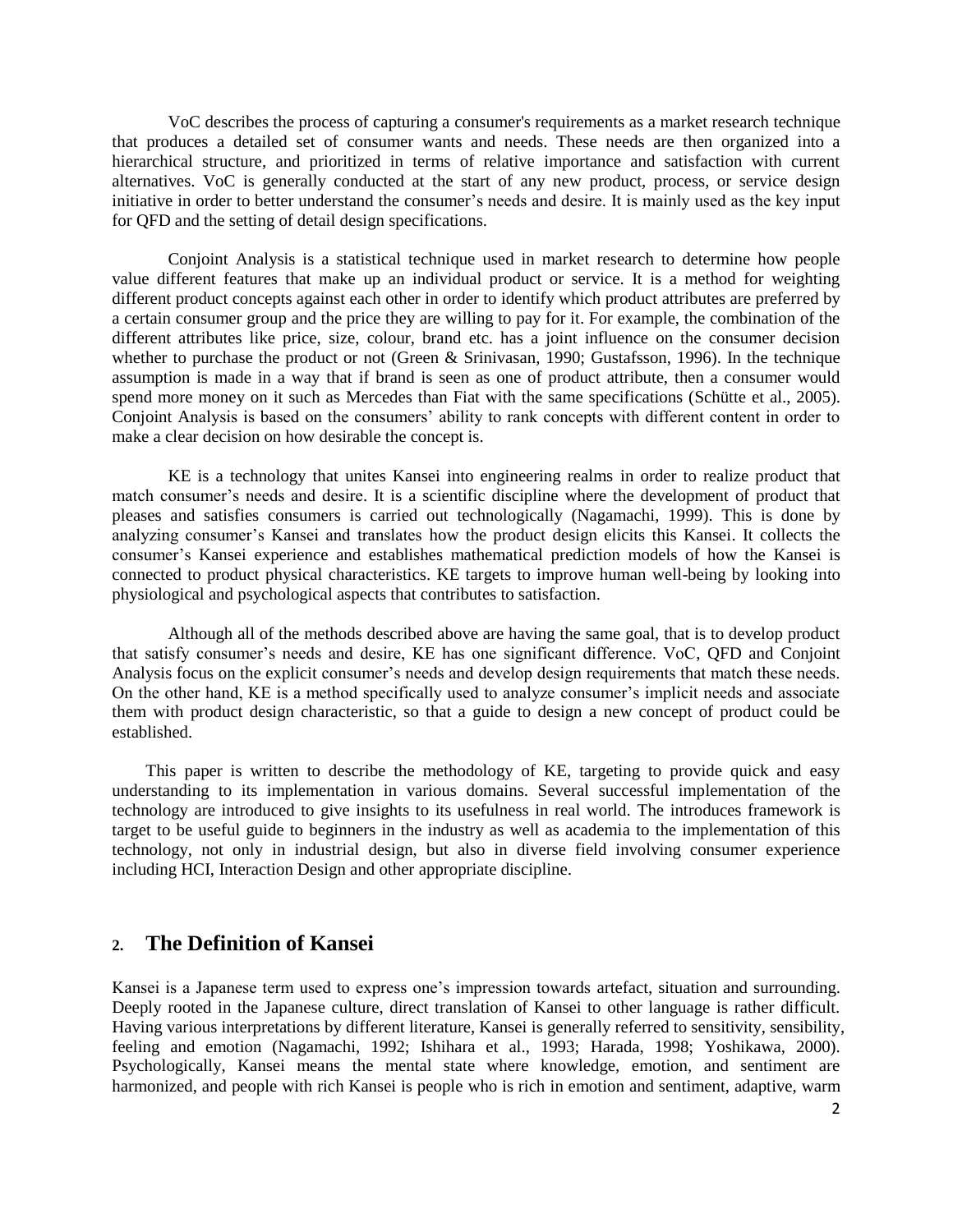VoC describes the process of capturing a consumer's requirements as a market research technique that produces a detailed set of consumer wants and needs. These needs are then organized into a hierarchical structure, and prioritized in terms of relative importance and satisfaction with current alternatives. VoC is generally conducted at the start of any new product, process, or service design initiative in order to better understand the consumer's needs and desire. It is mainly used as the key input for QFD and the setting of detail design specifications.

Conjoint Analysis is a statistical technique used in market research to determine how people value different features that make up an individual product or service. It is a method for weighting different product concepts against each other in order to identify which product attributes are preferred by a certain consumer group and the price they are willing to pay for it. For example, the combination of the different attributes like price, size, colour, brand etc. has a joint influence on the consumer decision whether to purchase the product or not (Green & Srinivasan, 1990; Gustafsson, 1996). In the technique assumption is made in a way that if brand is seen as one of product attribute, then a consumer would spend more money on it such as Mercedes than Fiat with the same specifications (Schütte et al., 2005). Conjoint Analysis is based on the consumers' ability to rank concepts with different content in order to make a clear decision on how desirable the concept is.

KE is a technology that unites Kansei into engineering realms in order to realize product that match consumer's needs and desire. It is a scientific discipline where the development of product that pleases and satisfies consumers is carried out technologically (Nagamachi, 1999). This is done by analyzing consumer's Kansei and translates how the product design elicits this Kansei. It collects the consumer's Kansei experience and establishes mathematical prediction models of how the Kansei is connected to product physical characteristics. KE targets to improve human well-being by looking into physiological and psychological aspects that contributes to satisfaction.

Although all of the methods described above are having the same goal, that is to develop product that satisfy consumer's needs and desire, KE has one significant difference. VoC, QFD and Conjoint Analysis focus on the explicit consumer's needs and develop design requirements that match these needs. On the other hand, KE is a method specifically used to analyze consumer's implicit needs and associate them with product design characteristic, so that a guide to design a new concept of product could be established.

This paper is written to describe the methodology of KE, targeting to provide quick and easy understanding to its implementation in various domains. Several successful implementation of the technology are introduced to give insights to its usefulness in real world. The introduces framework is target to be useful guide to beginners in the industry as well as academia to the implementation of this technology, not only in industrial design, but also in diverse field involving consumer experience including HCI, Interaction Design and other appropriate discipline.

## 2. The Definition of Kansei

Kansei is a Japanese term used to express one's impression towards artefact, situation and surrounding. Deeply rooted in the Japanese culture, direct translation of Kansei to other language is rather difficult. Having various interpretations by different literature, Kansei is generally referred to sensitivity, sensibility, feeling and emotion (Nagamachi, 1992; Ishihara et al., 1993; Harada, 1998; Yoshikawa, 2000). Psychologically, Kansei means the mental state where knowledge, emotion, and sentiment are harmonized, and people with rich Kansei is people who is rich in emotion and sentiment, adaptive, warm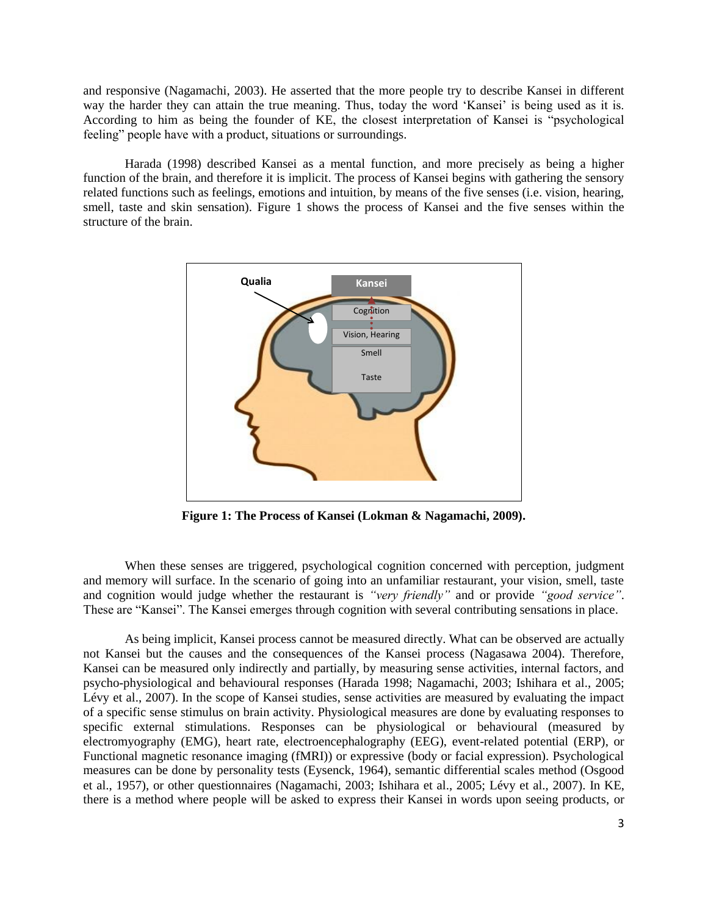and responsive (Nagamachi, 2003). He asserted that the more people try to describe Kansei in different way the harder they can attain the true meaning. Thus, today the word 'Kansei' is being used as it is. According to him as being the founder of KE, the closest interpretation of Kansei is "psychological feeling" people have with a product, situations or surroundings.

Harada (1998) described Kansei as a mental function, and more precisely as being a higher function of the brain, and therefore it is implicit. The process of Kansei begins with gathering the sensory related functions such as feelings, emotions and intuition, by means of the five senses (i.e. vision, hearing, smell, taste and skin sensation). Figure 1 shows the process of Kansei and the five senses within the structure of the brain.

**Figure 1: The Process of Kansei (Lokman & Nagamachi, 2009).**

When these senses are triggered, psychological cognition concerned with perception, judgment and memory will surface. In the scenario of going into an unfamiliar restaurant, your vision, smell, taste and cognition would judge whether the restaurant is *"very friendly"* and or provide *"good service"*. These are "Kansei". The Kansei emerges through cognition with several contributing sensations in place.

As being implicit, Kansei process cannot be measured directly. What can be observed are actually not Kansei but the causes and the consequences of the Kansei process (Nagasawa 2004). Therefore, Kansei can be measured only indirectly and partially, by measuring sense activities, internal factors, and psycho-physiological and behavioural responses (Harada 1998; Nagamachi, 2003; Ishihara et al., 2005; Lévy et al., 2007). In the scope of Kansei studies, sense activities are measured by evaluating the impact of a specific sense stimulus on brain activity. Physiological measures are done by evaluating responses to specific external stimulations. Responses can be physiological or behavioural (measured by electromyography (EMG), heart rate, electroencephalography (EEG), event-related potential (ERP), or Functional magnetic resonance imaging (fMRI)) or expressive (body or facial expression). Psychological measures can be done by personality tests (Eysenck, 1964), semantic differential scales method (Osgood et al., 1957), or other questionnaires (Nagamachi, 2003; Ishihara et al., 2005; Lévy et al., 2007). In KE, there is a method where people will be asked to express their Kansei in words upon seeing products, or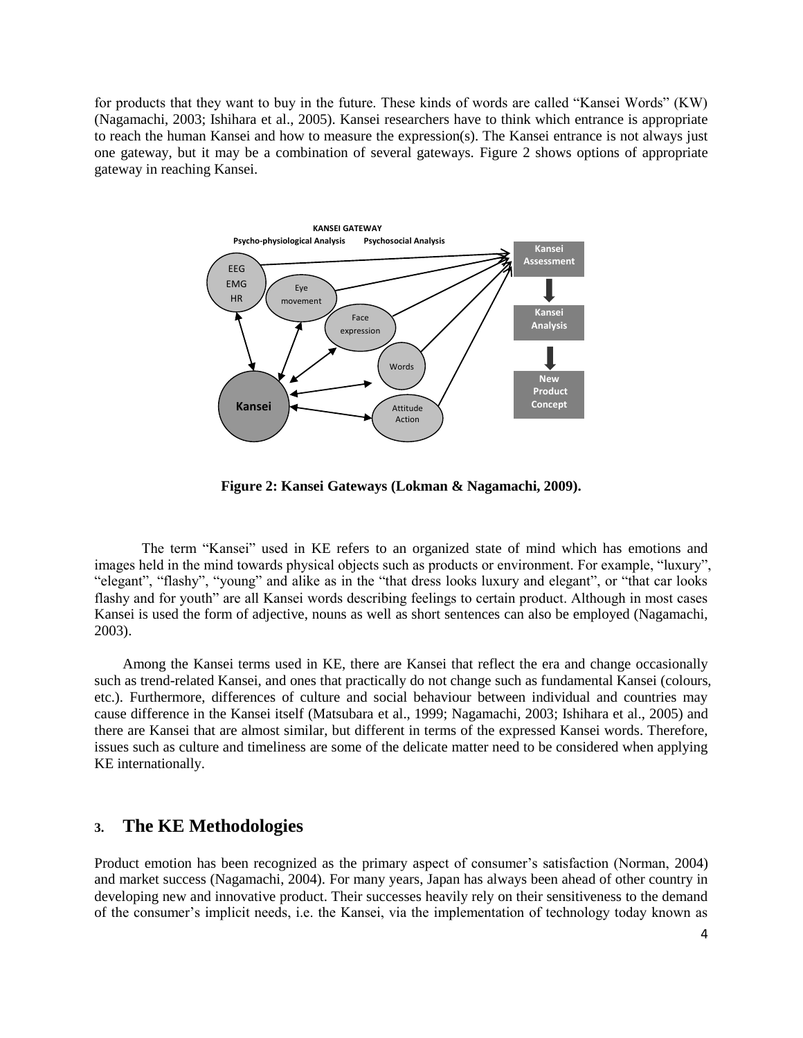for products that they want to buy in the future. These kinds of words are called "Kansei Words" (KW) (Nagamachi, 2003; Ishihara et al., 2005). Kansei researchers have to think which entrance is appropriate to reach the human Kansei and how to measure the expression(s). The Kansei entrance is not always just one gateway, but it may be a combination of several gateways. Figure 2 shows options of appropriate gateway in reaching Kansei.

**Figure 2: Kansei Gateways (Lokman & Nagamachi, 2009).**

The term "Kansei" used in KE refers to an organized state of mind which has emotions and images held in the mind towards physical objects such as products or environment. For example, "luxury", "elegant", "flashy", "young" and alike as in the "that dress looks luxury and elegant", or "that car looks flashy and for youth" are all Kansei words describing feelings to certain product. Although in most cases Kansei is used the form of adjective, nouns as well as short sentences can also be employed (Nagamachi, 2003).

Among the Kansei terms used in KE, there are Kansei that reflect the era and change occasionally such as trend-related Kansei, and ones that practically do not change such as fundamental Kansei (colours, etc.). Furthermore, differences of culture and social behaviour between individual and countries may cause difference in the Kansei itself (Matsubara et al., 1999; Nagamachi, 2003; Ishihara et al., 2005) and there are Kansei that are almost similar, but different in terms of the expressed Kansei words. Therefore, issues such as culture and timeliness are some of the delicate matter need to be considered when applying KE internationally.

## 3. The KE Methodologies

Product emotion has been recognized as the primary aspect of consumer's satisfaction (Norman, 2004) and market success (Nagamachi, 2004). For many years, Japan has always been ahead of other country in developing new and innovative product. Their successes heavily rely on their sensitiveness to the demand of the consumer's implicit needs, i.e. the Kansei, via the implementation of technology today known as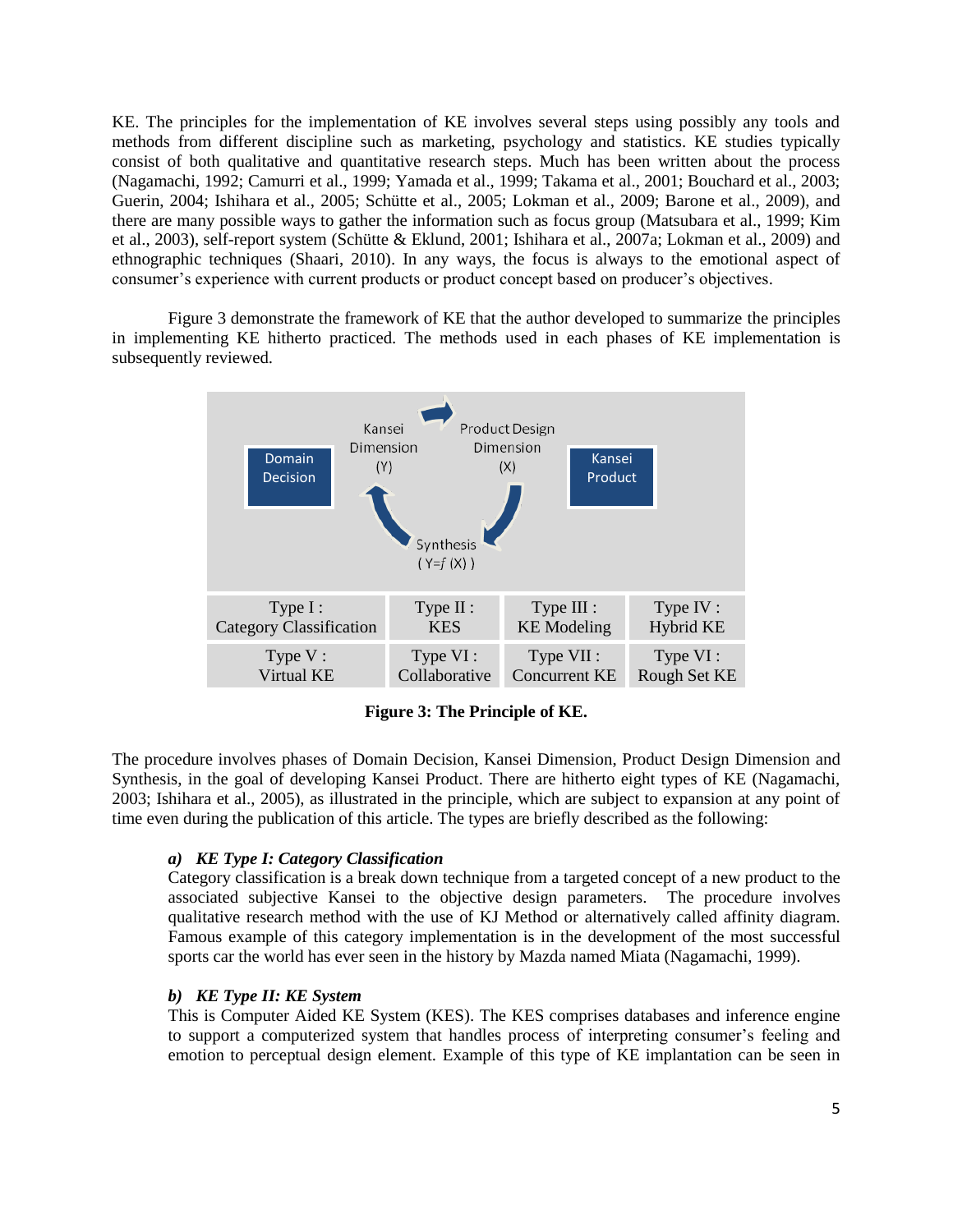KE. The principles for the implementation of KE involves several steps using possibly any tools and methods from different discipline such as marketing, psychology and statistics. KE studies typically consist of both qualitative and quantitative research steps. Much has been written about the process (Nagamachi, 1992; Camurri et al., 1999; Yamada et al., 1999; Takama et al., 2001; Bouchard et al., 2003; Guerin, 2004; Ishihara et al., 2005; Schütte et al., 2005; Lokman et al., 2009; Barone et al., 2009), and there are many possible ways to gather the information such as focus group (Matsubara et al., 1999; Kim et al., 2003), self-report system (Schütte & Eklund, 2001; Ishihara et al., 2007a; Lokman et al., 2009) and ethnographic techniques (Shaari, 2010). In any ways, the focus is always to the emotional aspect of consumer's experience with current products or product concept based on producer's objectives.

Figure 3 demonstrate the framework of KE that the author developed to summarize the principles in implementing KE hitherto practiced. The methods used in each phases of KE implementation is subsequently reviewed.

Domain Decision → Kansei Dimension (Y) → Product Design Dimension (X) → Synthesis ( Y=*f* (X) ) → Kansei Product

| Type I : Category Classification | Type II : KES | Type III : KE Modeling | Type IV : Hybrid KE |
|---|---|---|---|
| Type V : Virtual KE | Type VI : Collaborative | Type VII : Concurrent KE | Type VI : Rough Set KE |

**Figure 3: The Principle of KE.**

The procedure involves phases of Domain Decision, Kansei Dimension, Product Design Dimension and Synthesis, in the goal of developing Kansei Product. There are hitherto eight types of KE (Nagamachi, 2003; Ishihara et al., 2005), as illustrated in the principle, which are subject to expansion at any point of time even during the publication of this article. The types are briefly described as the following:

### a) KE Type I: Category Classification

Category classification is a break down technique from a targeted concept of a new product to the associated subjective Kansei to the objective design parameters. The procedure involves qualitative research method with the use of KJ Method or alternatively called affinity diagram. Famous example of this category implementation is in the development of the most successful sports car the world has ever seen in the history by Mazda named Miata (Nagamachi, 1999).

### b) KE Type II: KE System

This is Computer Aided KE System (KES). The KES comprises databases and inference engine to support a computerized system that handles process of interpreting consumer's feeling and emotion to perceptual design element. Example of this type of KE implantation can be seen in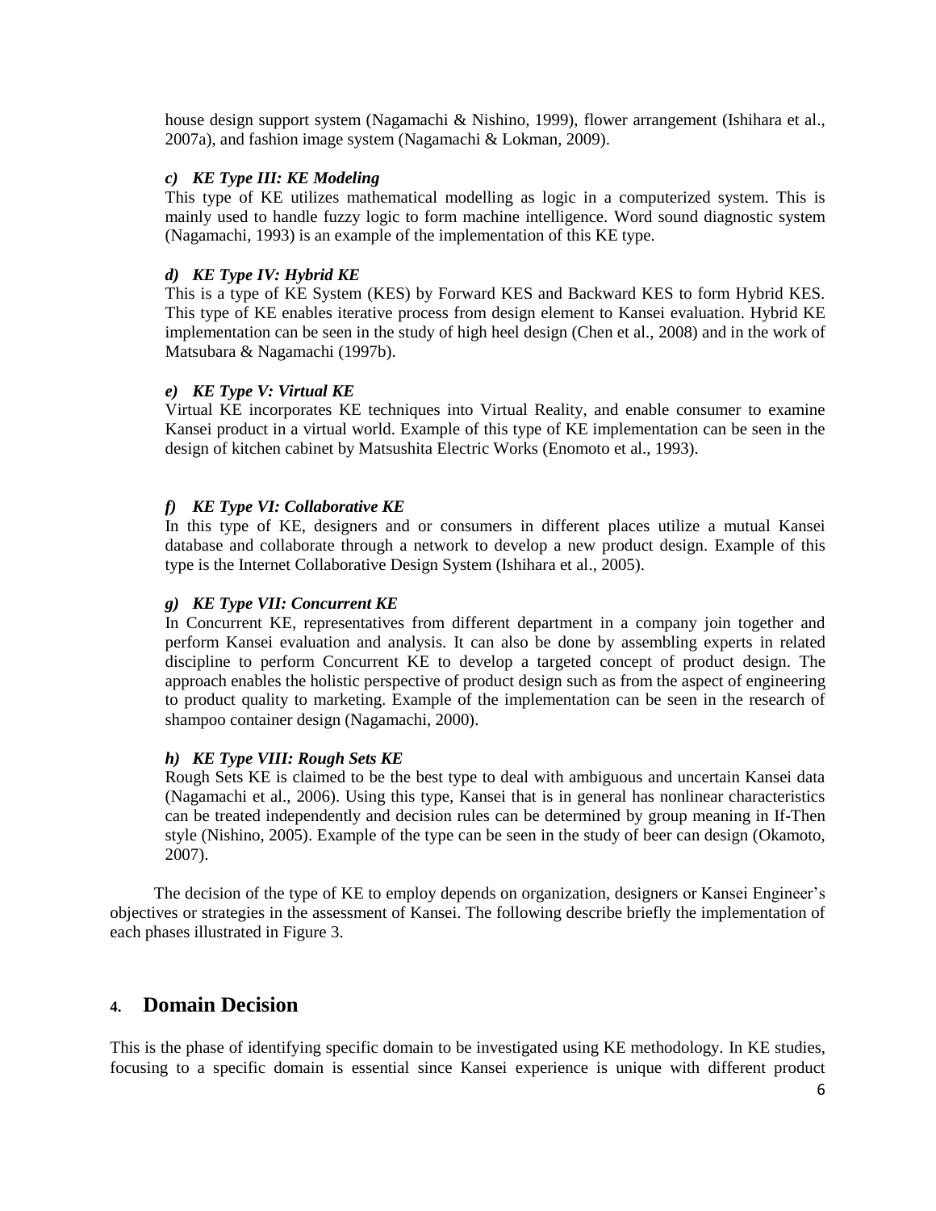house design support system (Nagamachi & Nishino, 1999), flower arrangement (Ishihara et al., 2007a), and fashion image system (Nagamachi & Lokman, 2009).

### c) *KE Type III: KE Modeling*

This type of KE utilizes mathematical modelling as logic in a computerized system. This is mainly used to handle fuzzy logic to form machine intelligence. Word sound diagnostic system (Nagamachi, 1993) is an example of the implementation of this KE type.

### d) *KE Type IV: Hybrid KE*

This is a type of KE System (KES) by Forward KES and Backward KES to form Hybrid KES. This type of KE enables iterative process from design element to Kansei evaluation. Hybrid KE implementation can be seen in the study of high heel design (Chen et al., 2008) and in the work of Matsubara & Nagamachi (1997b).

### e) *KE Type V: Virtual KE*

Virtual KE incorporates KE techniques into Virtual Reality, and enable consumer to examine Kansei product in a virtual world. Example of this type of KE implementation can be seen in the design of kitchen cabinet by Matsushita Electric Works (Enomoto et al., 1993).

### f) *KE Type VI: Collaborative KE*

In this type of KE, designers and or consumers in different places utilize a mutual Kansei database and collaborate through a network to develop a new product design. Example of this type is the Internet Collaborative Design System (Ishihara et al., 2005).

### g) *KE Type VII: Concurrent KE*

In Concurrent KE, representatives from different department in a company join together and perform Kansei evaluation and analysis. It can also be done by assembling experts in related discipline to perform Concurrent KE to develop a targeted concept of product design. The approach enables the holistic perspective of product design such as from the aspect of engineering to product quality to marketing. Example of the implementation can be seen in the research of shampoo container design (Nagamachi, 2000).

### h) *KE Type VIII: Rough Sets KE*

Rough Sets KE is claimed to be the best type to deal with ambiguous and uncertain Kansei data (Nagamachi et al., 2006). Using this type, Kansei that is in general has nonlinear characteristics can be treated independently and decision rules can be determined by group meaning in If-Then style (Nishino, 2005). Example of the type can be seen in the study of beer can design (Okamoto, 2007).

The decision of the type of KE to employ depends on organization, designers or Kansei Engineer's objectives or strategies in the assessment of Kansei. The following describe briefly the implementation of each phases illustrated in Figure 3.

## 4. Domain Decision

This is the phase of identifying specific domain to be investigated using KE methodology. In KE studies, focusing to a specific domain is essential since Kansei experience is unique with different product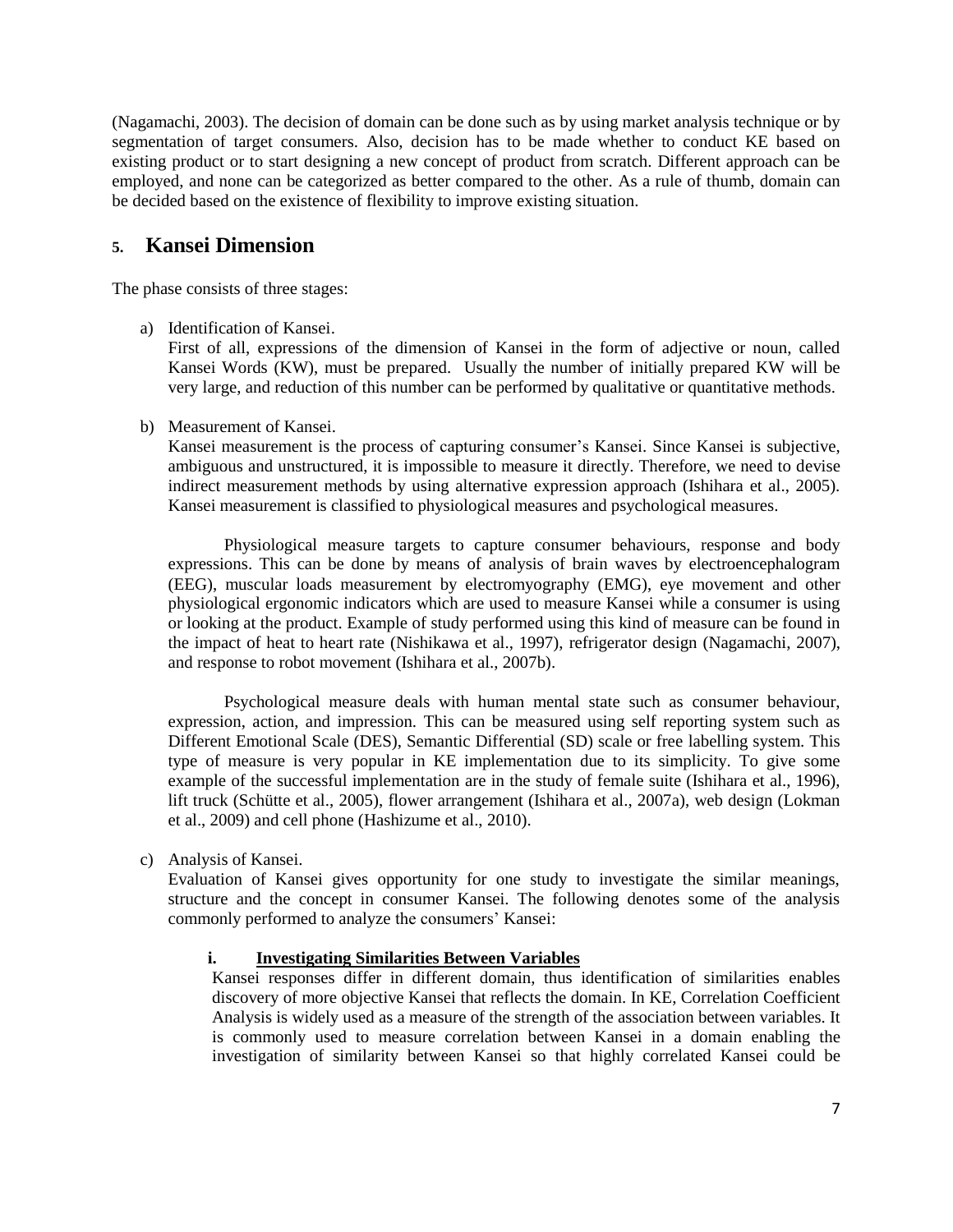(Nagamachi, 2003). The decision of domain can be done such as by using market analysis technique or by segmentation of target consumers. Also, decision has to be made whether to conduct KE based on existing product or to start designing a new concept of product from scratch. Different approach can be employed, and none can be categorized as better compared to the other. As a rule of thumb, domain can be decided based on the existence of flexibility to improve existing situation.

## 5. Kansei Dimension

The phase consists of three stages:

a) Identification of Kansei.
First of all, expressions of the dimension of Kansei in the form of adjective or noun, called Kansei Words (KW), must be prepared. Usually the number of initially prepared KW will be very large, and reduction of this number can be performed by qualitative or quantitative methods.

b) Measurement of Kansei.
Kansei measurement is the process of capturing consumer's Kansei. Since Kansei is subjective, ambiguous and unstructured, it is impossible to measure it directly. Therefore, we need to devise indirect measurement methods by using alternative expression approach (Ishihara et al., 2005). Kansei measurement is classified to physiological measures and psychological measures.

Physiological measure targets to capture consumer behaviours, response and body expressions. This can be done by means of analysis of brain waves by electroencephalogram (EEG), muscular loads measurement by electromyography (EMG), eye movement and other physiological ergonomic indicators which are used to measure Kansei while a consumer is using or looking at the product. Example of study performed using this kind of measure can be found in the impact of heat to heart rate (Nishikawa et al., 1997), refrigerator design (Nagamachi, 2007), and response to robot movement (Ishihara et al., 2007b).

Psychological measure deals with human mental state such as consumer behaviour, expression, action, and impression. This can be measured using self reporting system such as Different Emotional Scale (DES), Semantic Differential (SD) scale or free labelling system. This type of measure is very popular in KE implementation due to its simplicity. To give some example of the successful implementation are in the study of female suite (Ishihara et al., 1996), lift truck (Schütte et al., 2005), flower arrangement (Ishihara et al., 2007a), web design (Lokman et al., 2009) and cell phone (Hashizume et al., 2010).

c) Analysis of Kansei.
Evaluation of Kansei gives opportunity for one study to investigate the similar meanings, structure and the concept in consumer Kansei. The following denotes some of the analysis commonly performed to analyze the consumers' Kansei:

**i. Investigating Similarities Between Variables**

Kansei responses differ in different domain, thus identification of similarities enables discovery of more objective Kansei that reflects the domain. In KE, Correlation Coefficient Analysis is widely used as a measure of the strength of the association between variables. It is commonly used to measure correlation between Kansei in a domain enabling the investigation of similarity between Kansei so that highly correlated Kansei could be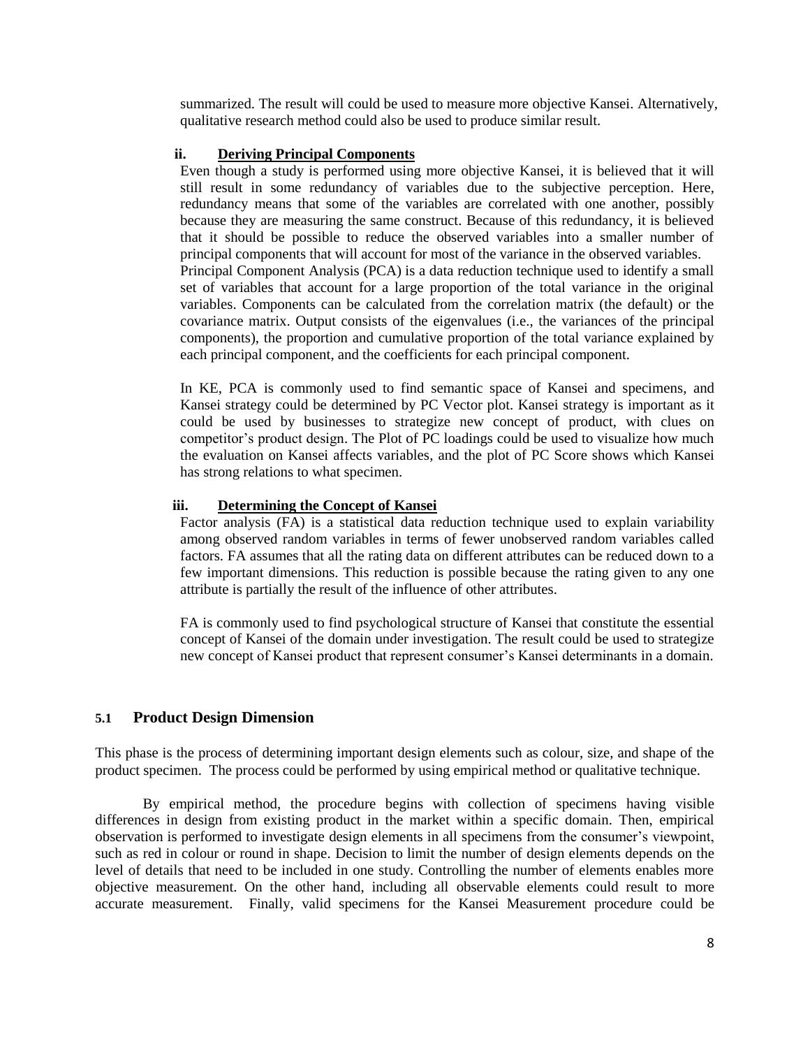summarized. The result will could be used to measure more objective Kansei. Alternatively, qualitative research method could also be used to produce similar result.

**ii. Deriving Principal Components**

Even though a study is performed using more objective Kansei, it is believed that it will still result in some redundancy of variables due to the subjective perception. Here, redundancy means that some of the variables are correlated with one another, possibly because they are measuring the same construct. Because of this redundancy, it is believed that it should be possible to reduce the observed variables into a smaller number of principal components that will account for most of the variance in the observed variables.
Principal Component Analysis (PCA) is a data reduction technique used to identify a small set of variables that account for a large proportion of the total variance in the original variables. Components can be calculated from the correlation matrix (the default) or the covariance matrix. Output consists of the eigenvalues (i.e., the variances of the principal components), the proportion and cumulative proportion of the total variance explained by each principal component, and the coefficients for each principal component.

In KE, PCA is commonly used to find semantic space of Kansei and specimens, and Kansei strategy could be determined by PC Vector plot. Kansei strategy is important as it could be used by businesses to strategize new concept of product, with clues on competitor's product design. The Plot of PC loadings could be used to visualize how much the evaluation on Kansei affects variables, and the plot of PC Score shows which Kansei has strong relations to what specimen.

**iii. Determining the Concept of Kansei**

Factor analysis (FA) is a statistical data reduction technique used to explain variability among observed random variables in terms of fewer unobserved random variables called factors. FA assumes that all the rating data on different attributes can be reduced down to a few important dimensions. This reduction is possible because the rating given to any one attribute is partially the result of the influence of other attributes.

FA is commonly used to find psychological structure of Kansei that constitute the essential concept of Kansei of the domain under investigation. The result could be used to strategize new concept of Kansei product that represent consumer's Kansei determinants in a domain.

## 5.1 Product Design Dimension

This phase is the process of determining important design elements such as colour, size, and shape of the product specimen. The process could be performed by using empirical method or qualitative technique.

By empirical method, the procedure begins with collection of specimens having visible differences in design from existing product in the market within a specific domain. Then, empirical observation is performed to investigate design elements in all specimens from the consumer's viewpoint, such as red in colour or round in shape. Decision to limit the number of design elements depends on the level of details that need to be included in one study. Controlling the number of elements enables more objective measurement. On the other hand, including all observable elements could result to more accurate measurement. Finally, valid specimens for the Kansei Measurement procedure could be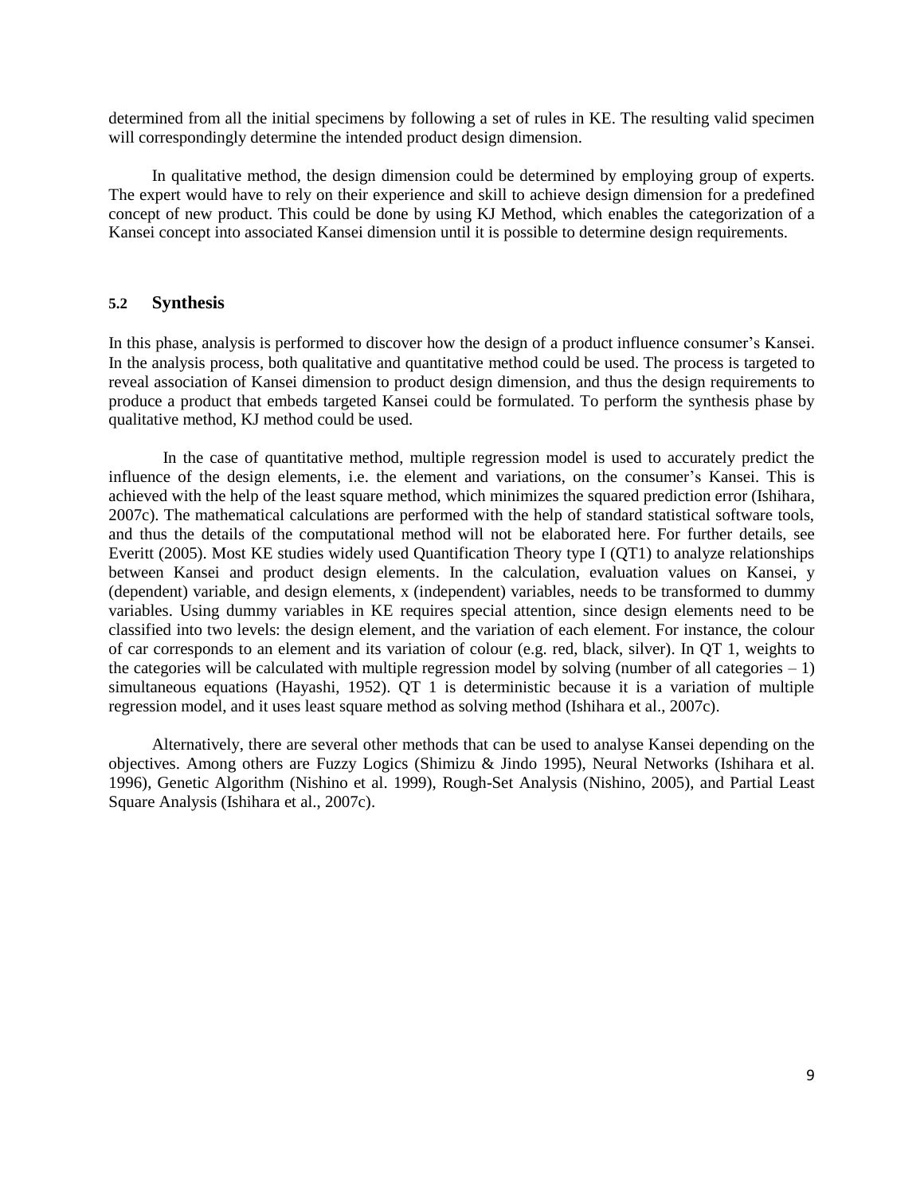determined from all the initial specimens by following a set of rules in KE. The resulting valid specimen will correspondingly determine the intended product design dimension.

In qualitative method, the design dimension could be determined by employing group of experts. The expert would have to rely on their experience and skill to achieve design dimension for a predefined concept of new product. This could be done by using KJ Method, which enables the categorization of a Kansei concept into associated Kansei dimension until it is possible to determine design requirements.

## 5.2 Synthesis

In this phase, analysis is performed to discover how the design of a product influence consumer's Kansei. In the analysis process, both qualitative and quantitative method could be used. The process is targeted to reveal association of Kansei dimension to product design dimension, and thus the design requirements to produce a product that embeds targeted Kansei could be formulated. To perform the synthesis phase by qualitative method, KJ method could be used.

In the case of quantitative method, multiple regression model is used to accurately predict the influence of the design elements, i.e. the element and variations, on the consumer's Kansei. This is achieved with the help of the least square method, which minimizes the squared prediction error (Ishihara, 2007c). The mathematical calculations are performed with the help of standard statistical software tools, and thus the details of the computational method will not be elaborated here. For further details, see Everitt (2005). Most KE studies widely used Quantification Theory type I (QT1) to analyze relationships between Kansei and product design elements. In the calculation, evaluation values on Kansei, y (dependent) variable, and design elements, x (independent) variables, needs to be transformed to dummy variables. Using dummy variables in KE requires special attention, since design elements need to be classified into two levels: the design element, and the variation of each element. For instance, the colour of car corresponds to an element and its variation of colour (e.g. red, black, silver). In QT 1, weights to the categories will be calculated with multiple regression model by solving (number of all categories – 1) simultaneous equations (Hayashi, 1952). QT 1 is deterministic because it is a variation of multiple regression model, and it uses least square method as solving method (Ishihara et al., 2007c).

Alternatively, there are several other methods that can be used to analyse Kansei depending on the objectives. Among others are Fuzzy Logics (Shimizu & Jindo 1995), Neural Networks (Ishihara et al. 1996), Genetic Algorithm (Nishino et al. 1999), Rough-Set Analysis (Nishino, 2005), and Partial Least Square Analysis (Ishihara et al., 2007c).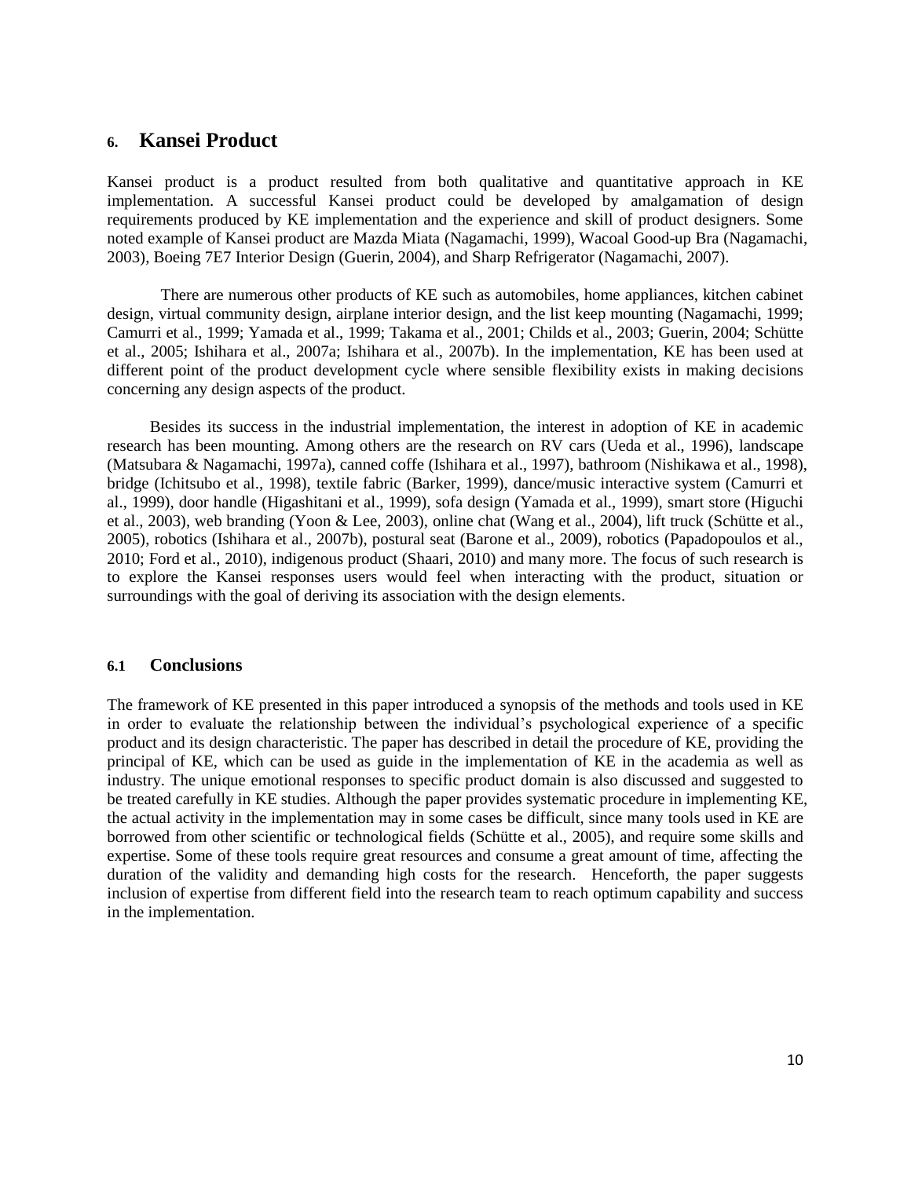## 6. Kansei Product

Kansei product is a product resulted from both qualitative and quantitative approach in KE implementation. A successful Kansei product could be developed by amalgamation of design requirements produced by KE implementation and the experience and skill of product designers. Some noted example of Kansei product are Mazda Miata (Nagamachi, 1999), Wacoal Good-up Bra (Nagamachi, 2003), Boeing 7E7 Interior Design (Guerin, 2004), and Sharp Refrigerator (Nagamachi, 2007).

There are numerous other products of KE such as automobiles, home appliances, kitchen cabinet design, virtual community design, airplane interior design, and the list keep mounting (Nagamachi, 1999; Camurri et al., 1999; Yamada et al., 1999; Takama et al., 2001; Childs et al., 2003; Guerin, 2004; Schütte et al., 2005; Ishihara et al., 2007a; Ishihara et al., 2007b). In the implementation, KE has been used at different point of the product development cycle where sensible flexibility exists in making decisions concerning any design aspects of the product.

Besides its success in the industrial implementation, the interest in adoption of KE in academic research has been mounting. Among others are the research on RV cars (Ueda et al., 1996), landscape (Matsubara & Nagamachi, 1997a), canned coffe (Ishihara et al., 1997), bathroom (Nishikawa et al., 1998), bridge (Ichitsubo et al., 1998), textile fabric (Barker, 1999), dance/music interactive system (Camurri et al., 1999), door handle (Higashitani et al., 1999), sofa design (Yamada et al., 1999), smart store (Higuchi et al., 2003), web branding (Yoon & Lee, 2003), online chat (Wang et al., 2004), lift truck (Schütte et al., 2005), robotics (Ishihara et al., 2007b), postural seat (Barone et al., 2009), robotics (Papadopoulos et al., 2010; Ford et al., 2010), indigenous product (Shaari, 2010) and many more. The focus of such research is to explore the Kansei responses users would feel when interacting with the product, situation or surroundings with the goal of deriving its association with the design elements.

### 6.1 Conclusions

The framework of KE presented in this paper introduced a synopsis of the methods and tools used in KE in order to evaluate the relationship between the individual's psychological experience of a specific product and its design characteristic. The paper has described in detail the procedure of KE, providing the principal of KE, which can be used as guide in the implementation of KE in the academia as well as industry. The unique emotional responses to specific product domain is also discussed and suggested to be treated carefully in KE studies. Although the paper provides systematic procedure in implementing KE, the actual activity in the implementation may in some cases be difficult, since many tools used in KE are borrowed from other scientific or technological fields (Schütte et al., 2005), and require some skills and expertise. Some of these tools require great resources and consume a great amount of time, affecting the duration of the validity and demanding high costs for the research. Henceforth, the paper suggests inclusion of expertise from different field into the research team to reach optimum capability and success in the implementation.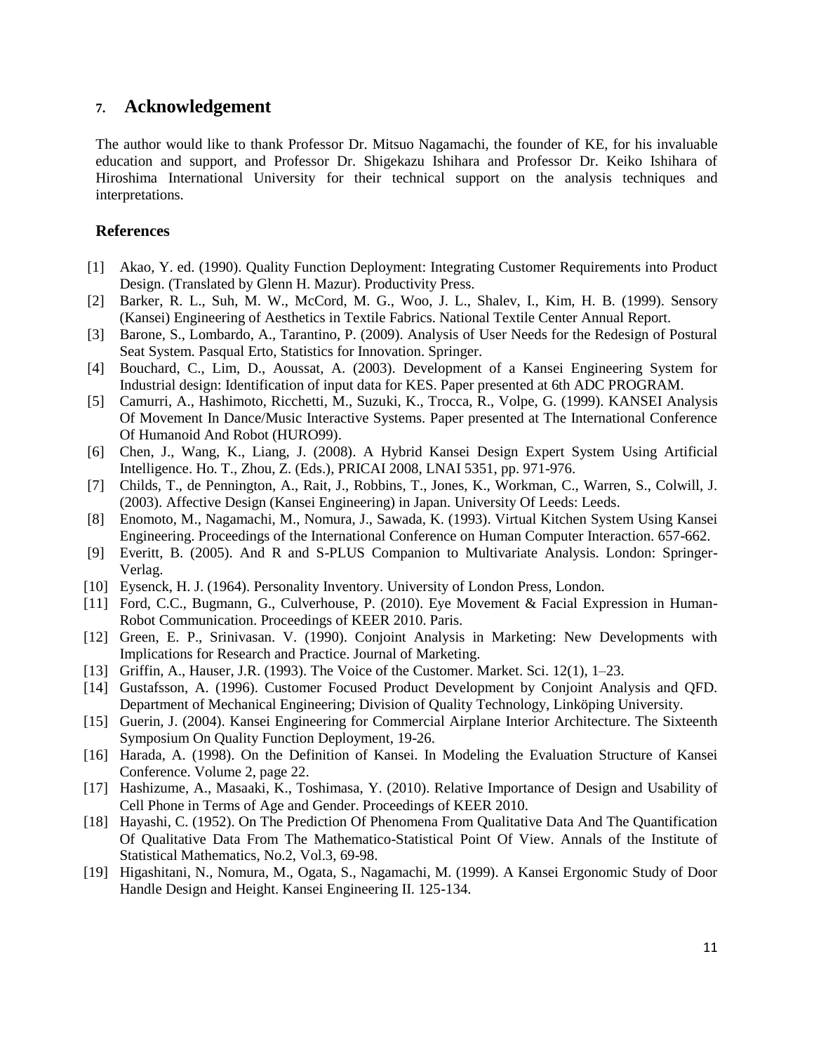## 7. Acknowledgement

The author would like to thank Professor Dr. Mitsuo Nagamachi, the founder of KE, for his invaluable education and support, and Professor Dr. Shigekazu Ishihara and Professor Dr. Keiko Ishihara of Hiroshima International University for their technical support on the analysis techniques and interpretations.

## References

[1] Akao, Y. ed. (1990). Quality Function Deployment: Integrating Customer Requirements into Product Design. (Translated by Glenn H. Mazur). Productivity Press.

[2] Barker, R. L., Suh, M. W., McCord, M. G., Woo, J. L., Shalev, I., Kim, H. B. (1999). Sensory (Kansei) Engineering of Aesthetics in Textile Fabrics. National Textile Center Annual Report.

[3] Barone, S., Lombardo, A., Tarantino, P. (2009). Analysis of User Needs for the Redesign of Postural Seat System. Pasqual Erto, Statistics for Innovation. Springer.

[4] Bouchard, C., Lim, D., Aoussat, A. (2003). Development of a Kansei Engineering System for Industrial design: Identification of input data for KES. Paper presented at 6th ADC PROGRAM.

[5] Camurri, A., Hashimoto, Ricchetti, M., Suzuki, K., Trocca, R., Volpe, G. (1999). KANSEI Analysis Of Movement In Dance/Music Interactive Systems. Paper presented at The International Conference Of Humanoid And Robot (HURO99).

[6] Chen, J., Wang, K., Liang, J. (2008). A Hybrid Kansei Design Expert System Using Artificial Intelligence. Ho. T., Zhou, Z. (Eds.), PRICAI 2008, LNAI 5351, pp. 971-976.

[7] Childs, T., de Pennington, A., Rait, J., Robbins, T., Jones, K., Workman, C., Warren, S., Colwill, J. (2003). Affective Design (Kansei Engineering) in Japan. University Of Leeds: Leeds.

[8] Enomoto, M., Nagamachi, M., Nomura, J., Sawada, K. (1993). Virtual Kitchen System Using Kansei Engineering. Proceedings of the International Conference on Human Computer Interaction. 657-662.

[9] Everitt, B. (2005). And R and S-PLUS Companion to Multivariate Analysis. London: Springer-Verlag.

[10] Eysenck, H. J. (1964). Personality Inventory. University of London Press, London.

[11] Ford, C.C., Bugmann, G., Culverhouse, P. (2010). Eye Movement & Facial Expression in Human-Robot Communication. Proceedings of KEER 2010. Paris.

[12] Green, E. P., Srinivasan. V. (1990). Conjoint Analysis in Marketing: New Developments with Implications for Research and Practice. Journal of Marketing.

[13] Griffin, A., Hauser, J.R. (1993). The Voice of the Customer. Market. Sci. 12(1), 1–23.

[14] Gustafsson, A. (1996). Customer Focused Product Development by Conjoint Analysis and QFD. Department of Mechanical Engineering; Division of Quality Technology, Linköping University.

[15] Guerin, J. (2004). Kansei Engineering for Commercial Airplane Interior Architecture. The Sixteenth Symposium On Quality Function Deployment, 19-26.

[16] Harada, A. (1998). On the Definition of Kansei. In Modeling the Evaluation Structure of Kansei Conference. Volume 2, page 22.

[17] Hashizume, A., Masaaki, K., Toshimasa, Y. (2010). Relative Importance of Design and Usability of Cell Phone in Terms of Age and Gender. Proceedings of KEER 2010.

[18] Hayashi, C. (1952). On The Prediction Of Phenomena From Qualitative Data And The Quantification Of Qualitative Data From The Mathematico-Statistical Point Of View. Annals of the Institute of Statistical Mathematics, No.2, Vol.3, 69-98.

[19] Higashitani, N., Nomura, M., Ogata, S., Nagamachi, M. (1999). A Kansei Ergonomic Study of Door Handle Design and Height. Kansei Engineering II. 125-134.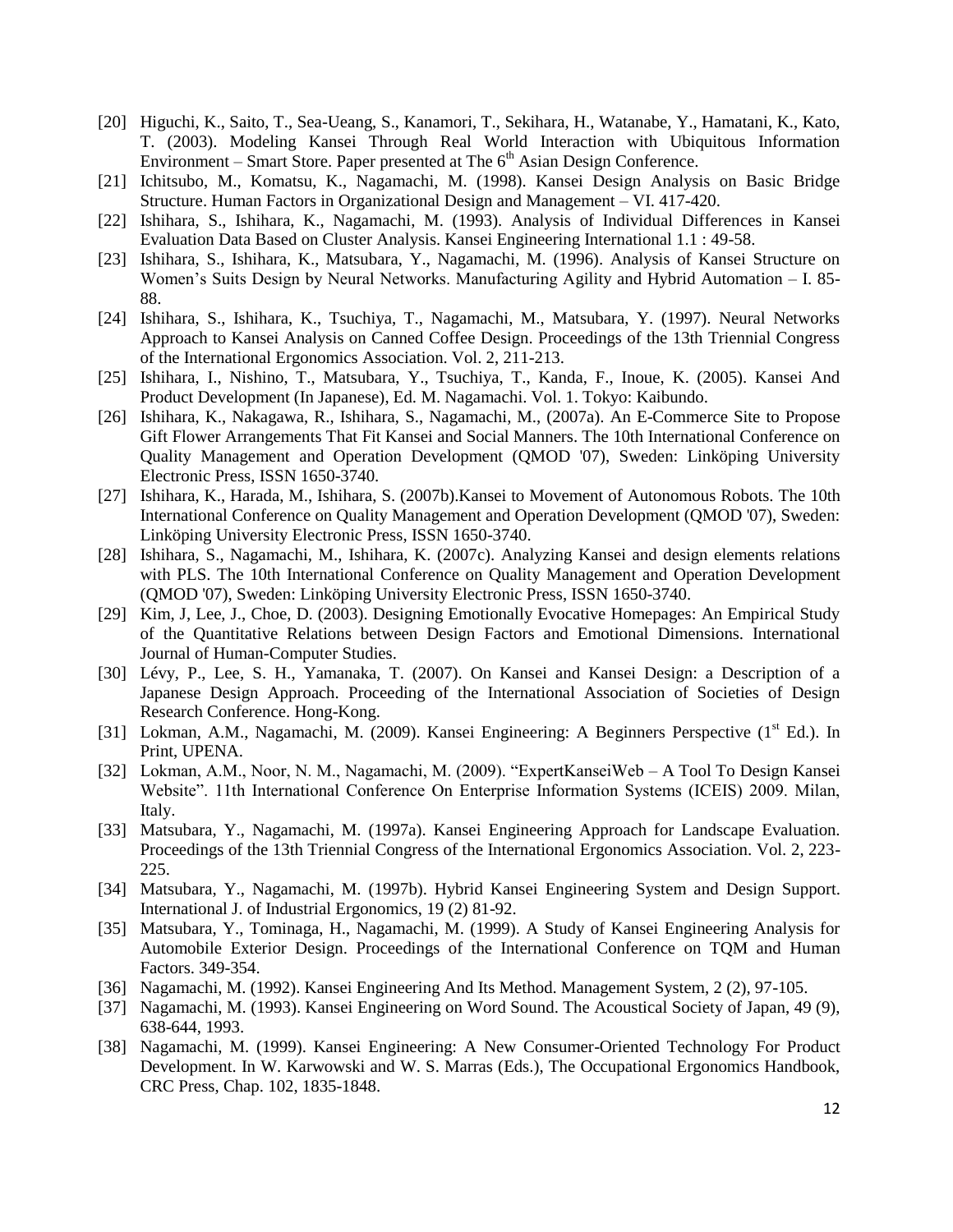[20] Higuchi, K., Saito, T., Sea-Ueang, S., Kanamori, T., Sekihara, H., Watanabe, Y., Hamatani, K., Kato, T. (2003). Modeling Kansei Through Real World Interaction with Ubiquitous Information Environment – Smart Store. Paper presented at The 6th Asian Design Conference.

[21] Ichitsubo, M., Komatsu, K., Nagamachi, M. (1998). Kansei Design Analysis on Basic Bridge Structure. Human Factors in Organizational Design and Management – VI. 417-420.

[22] Ishihara, S., Ishihara, K., Nagamachi, M. (1993). Analysis of Individual Differences in Kansei Evaluation Data Based on Cluster Analysis. Kansei Engineering International 1.1 : 49-58.

[23] Ishihara, S., Ishihara, K., Matsubara, Y., Nagamachi, M. (1996). Analysis of Kansei Structure on Women's Suits Design by Neural Networks. Manufacturing Agility and Hybrid Automation – I. 85-88.

[24] Ishihara, S., Ishihara, K., Tsuchiya, T., Nagamachi, M., Matsubara, Y. (1997). Neural Networks Approach to Kansei Analysis on Canned Coffee Design. Proceedings of the 13th Triennial Congress of the International Ergonomics Association. Vol. 2, 211-213.

[25] Ishihara, I., Nishino, T., Matsubara, Y., Tsuchiya, T., Kanda, F., Inoue, K. (2005). Kansei And Product Development (In Japanese), Ed. M. Nagamachi. Vol. 1. Tokyo: Kaibundo.

[26] Ishihara, K., Nakagawa, R., Ishihara, S., Nagamachi, M., (2007a). An E-Commerce Site to Propose Gift Flower Arrangements That Fit Kansei and Social Manners. The 10th International Conference on Quality Management and Operation Development (QMOD '07), Sweden: Linköping University Electronic Press, ISSN 1650-3740.

[27] Ishihara, K., Harada, M., Ishihara, S. (2007b).Kansei to Movement of Autonomous Robots. The 10th International Conference on Quality Management and Operation Development (QMOD '07), Sweden: Linköping University Electronic Press, ISSN 1650-3740.

[28] Ishihara, S., Nagamachi, M., Ishihara, K. (2007c). Analyzing Kansei and design elements relations with PLS. The 10th International Conference on Quality Management and Operation Development (QMOD '07), Sweden: Linköping University Electronic Press, ISSN 1650-3740.

[29] Kim, J, Lee, J., Choe, D. (2003). Designing Emotionally Evocative Homepages: An Empirical Study of the Quantitative Relations between Design Factors and Emotional Dimensions. International Journal of Human-Computer Studies.

[30] Lévy, P., Lee, S. H., Yamanaka, T. (2007). On Kansei and Kansei Design: a Description of a Japanese Design Approach. Proceeding of the International Association of Societies of Design Research Conference. Hong-Kong.

[31] Lokman, A.M., Nagamachi, M. (2009). Kansei Engineering: A Beginners Perspective (1st Ed.). In Print, UPENA.

[32] Lokman, A.M., Noor, N. M., Nagamachi, M. (2009). "ExpertKanseiWeb – A Tool To Design Kansei Website". 11th International Conference On Enterprise Information Systems (ICEIS) 2009. Milan, Italy.

[33] Matsubara, Y., Nagamachi, M. (1997a). Kansei Engineering Approach for Landscape Evaluation. Proceedings of the 13th Triennial Congress of the International Ergonomics Association. Vol. 2, 223-225.

[34] Matsubara, Y., Nagamachi, M. (1997b). Hybrid Kansei Engineering System and Design Support. International J. of Industrial Ergonomics, 19 (2) 81-92.

[35] Matsubara, Y., Tominaga, H., Nagamachi, M. (1999). A Study of Kansei Engineering Analysis for Automobile Exterior Design. Proceedings of the International Conference on TQM and Human Factors. 349-354.

[36] Nagamachi, M. (1992). Kansei Engineering And Its Method. Management System, 2 (2), 97-105.

[37] Nagamachi, M. (1993). Kansei Engineering on Word Sound. The Acoustical Society of Japan, 49 (9), 638-644, 1993.

[38] Nagamachi, M. (1999). Kansei Engineering: A New Consumer-Oriented Technology For Product Development. In W. Karwowski and W. S. Marras (Eds.), The Occupational Ergonomics Handbook, CRC Press, Chap. 102, 1835-1848.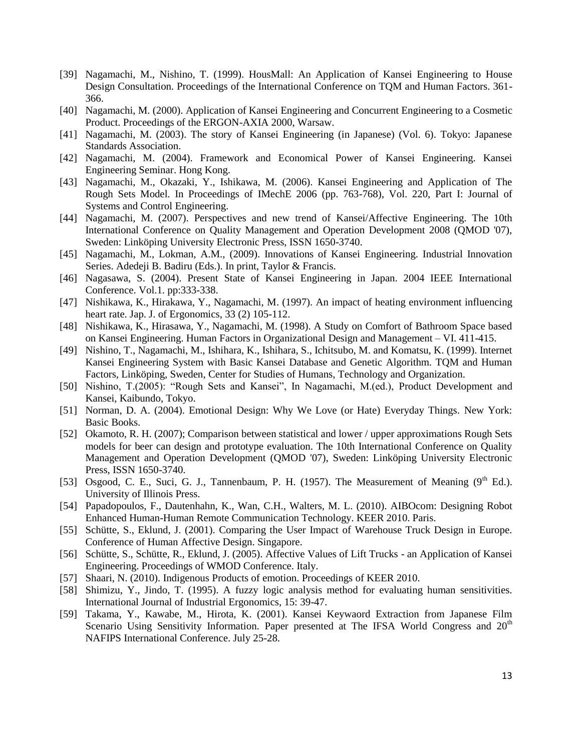[39] Nagamachi, M., Nishino, T. (1999). HousMall: An Application of Kansei Engineering to House Design Consultation. Proceedings of the International Conference on TQM and Human Factors. 361-366.

[40] Nagamachi, M. (2000). Application of Kansei Engineering and Concurrent Engineering to a Cosmetic Product. Proceedings of the ERGON-AXIA 2000, Warsaw.

[41] Nagamachi, M. (2003). The story of Kansei Engineering (in Japanese) (Vol. 6). Tokyo: Japanese Standards Association.

[42] Nagamachi, M. (2004). Framework and Economical Power of Kansei Engineering. Kansei Engineering Seminar. Hong Kong.

[43] Nagamachi, M., Okazaki, Y., Ishikawa, M. (2006). Kansei Engineering and Application of The Rough Sets Model. In Proceedings of IMechE 2006 (pp. 763-768), Vol. 220, Part I: Journal of Systems and Control Engineering.

[44] Nagamachi, M. (2007). Perspectives and new trend of Kansei/Affective Engineering. The 10th International Conference on Quality Management and Operation Development 2008 (QMOD '07), Sweden: Linköping University Electronic Press, ISSN 1650-3740.

[45] Nagamachi, M., Lokman, A.M., (2009). Innovations of Kansei Engineering. Industrial Innovation Series. Adedeji B. Badiru (Eds.). In print, Taylor & Francis.

[46] Nagasawa, S. (2004). Present State of Kansei Engineering in Japan. 2004 IEEE International Conference. Vol.1. pp:333-338.

[47] Nishikawa, K., Hirakawa, Y., Nagamachi, M. (1997). An impact of heating environment influencing heart rate. Jap. J. of Ergonomics, 33 (2) 105-112.

[48] Nishikawa, K., Hirasawa, Y., Nagamachi, M. (1998). A Study on Comfort of Bathroom Space based on Kansei Engineering. Human Factors in Organizational Design and Management – VI. 411-415.

[49] Nishino, T., Nagamachi, M., Ishihara, K., Ishihara, S., Ichitsubo, M. and Komatsu, K. (1999). Internet Kansei Engineering System with Basic Kansei Database and Genetic Algorithm. TQM and Human Factors, Linköping, Sweden, Center for Studies of Humans, Technology and Organization.

[50] Nishino, T.(2005): "Rough Sets and Kansei", In Nagamachi, M.(ed.), Product Development and Kansei, Kaibundo, Tokyo.

[51] Norman, D. A. (2004). Emotional Design: Why We Love (or Hate) Everyday Things. New York: Basic Books.

[52] Okamoto, R. H. (2007); Comparison between statistical and lower / upper approximations Rough Sets models for beer can design and prototype evaluation. The 10th International Conference on Quality Management and Operation Development (QMOD '07), Sweden: Linköping University Electronic Press, ISSN 1650-3740.

[53] Osgood, C. E., Suci, G. J., Tannenbaum, P. H. (1957). The Measurement of Meaning (9th Ed.). University of Illinois Press.

[54] Papadopoulos, F., Dautenhahn, K., Wan, C.H., Walters, M. L. (2010). AIBOcom: Designing Robot Enhanced Human-Human Remote Communication Technology. KEER 2010. Paris.

[55] Schütte, S., Eklund, J. (2001). Comparing the User Impact of Warehouse Truck Design in Europe. Conference of Human Affective Design. Singapore.

[56] Schütte, S., Schütte, R., Eklund, J. (2005). Affective Values of Lift Trucks - an Application of Kansei Engineering. Proceedings of WMOD Conference. Italy.

[57] Shaari, N. (2010). Indigenous Products of emotion. Proceedings of KEER 2010.

[58] Shimizu, Y., Jindo, T. (1995). A fuzzy logic analysis method for evaluating human sensitivities. International Journal of Industrial Ergonomics, 15: 39-47.

[59] Takama, Y., Kawabe, M., Hirota, K. (2001). Kansei Keywaord Extraction from Japanese Film Scenario Using Sensitivity Information. Paper presented at The IFSA World Congress and 20th NAFIPS International Conference. July 25-28.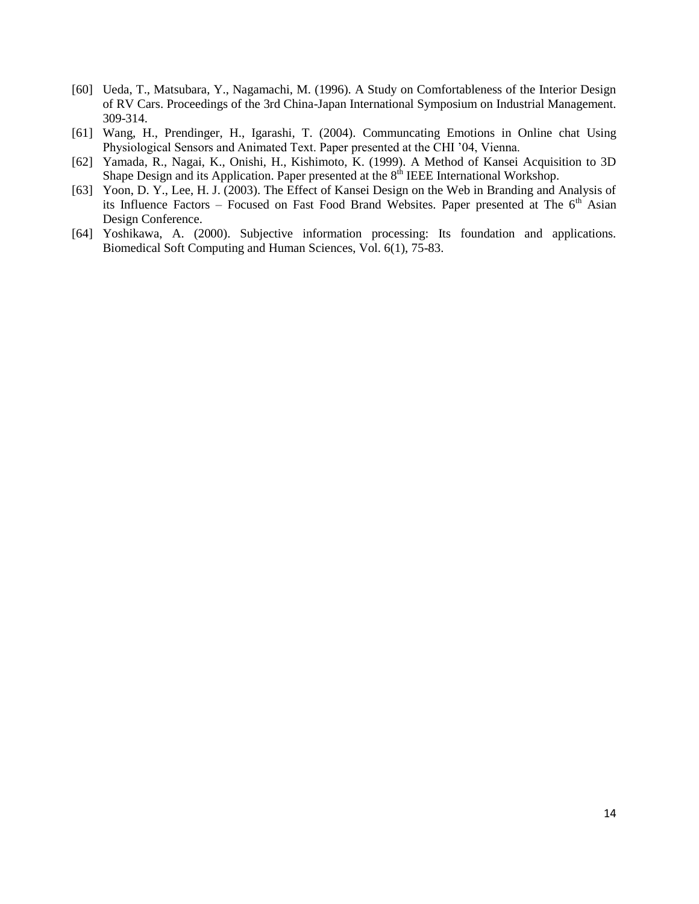[60] Ueda, T., Matsubara, Y., Nagamachi, M. (1996). A Study on Comfortableness of the Interior Design of RV Cars. Proceedings of the 3rd China-Japan International Symposium on Industrial Management. 309-314.

[61] Wang, H., Prendinger, H., Igarashi, T. (2004). Communcating Emotions in Online chat Using Physiological Sensors and Animated Text. Paper presented at the CHI '04, Vienna.

[62] Yamada, R., Nagai, K., Onishi, H., Kishimoto, K. (1999). A Method of Kansei Acquisition to 3D Shape Design and its Application. Paper presented at the 8th IEEE International Workshop.

[63] Yoon, D. Y., Lee, H. J. (2003). The Effect of Kansei Design on the Web in Branding and Analysis of its Influence Factors – Focused on Fast Food Brand Websites. Paper presented at The 6th Asian Design Conference.

[64] Yoshikawa, A. (2000). Subjective information processing: Its foundation and applications. Biomedical Soft Computing and Human Sciences, Vol. 6(1), 75-83.